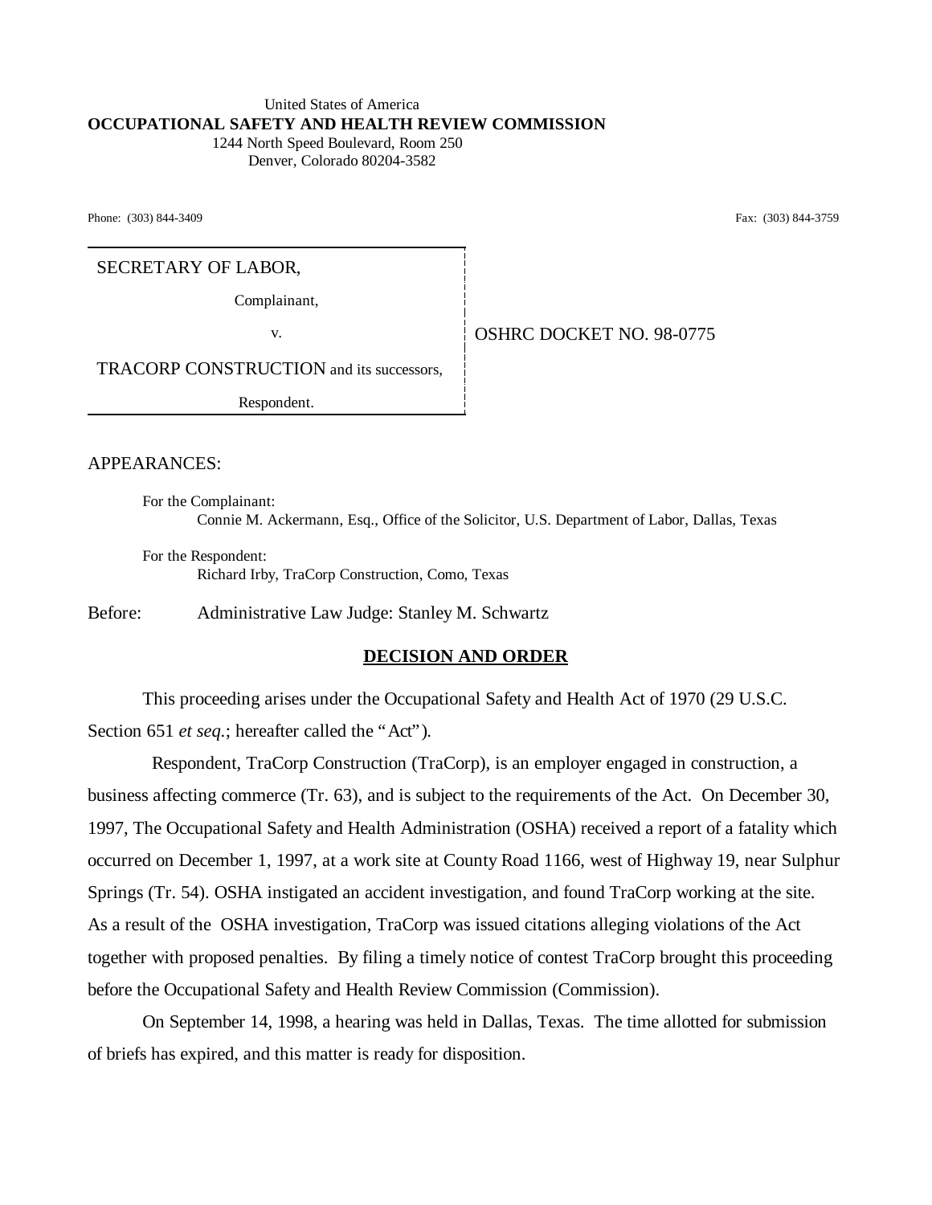United States of America
**OCCUPATIONAL SAFETY AND HEALTH REVIEW COMMISSION**
1244 North Speed Boulevard, Room 250
Denver, Colorado 80204-3582

Phone: (303) 844-3409 | Fax: (303) 844-3759

SECRETARY OF LABOR,

Complainant,

v.

TRACORP CONSTRUCTION and its successors,

Respondent.

OSHRC DOCKET NO. 98-0775

APPEARANCES:

For the Complainant:
Connie M. Ackermann, Esq., Office of the Solicitor, U.S. Department of Labor, Dallas, Texas

For the Respondent:
Richard Irby, TraCorp Construction, Como, Texas

Before: Administrative Law Judge: Stanley M. Schwartz

## DECISION AND ORDER

This proceeding arises under the Occupational Safety and Health Act of 1970 (29 U.S.C. Section 651 *et seq.*; hereafter called the "Act").

Respondent, TraCorp Construction (TraCorp), is an employer engaged in construction, a business affecting commerce (Tr. 63), and is subject to the requirements of the Act. On December 30, 1997, The Occupational Safety and Health Administration (OSHA) received a report of a fatality which occurred on December 1, 1997, at a work site at County Road 1166, west of Highway 19, near Sulphur Springs (Tr. 54). OSHA instigated an accident investigation, and found TraCorp working at the site. As a result of the OSHA investigation, TraCorp was issued citations alleging violations of the Act together with proposed penalties. By filing a timely notice of contest TraCorp brought this proceeding before the Occupational Safety and Health Review Commission (Commission).

On September 14, 1998, a hearing was held in Dallas, Texas. The time allotted for submission of briefs has expired, and this matter is ready for disposition.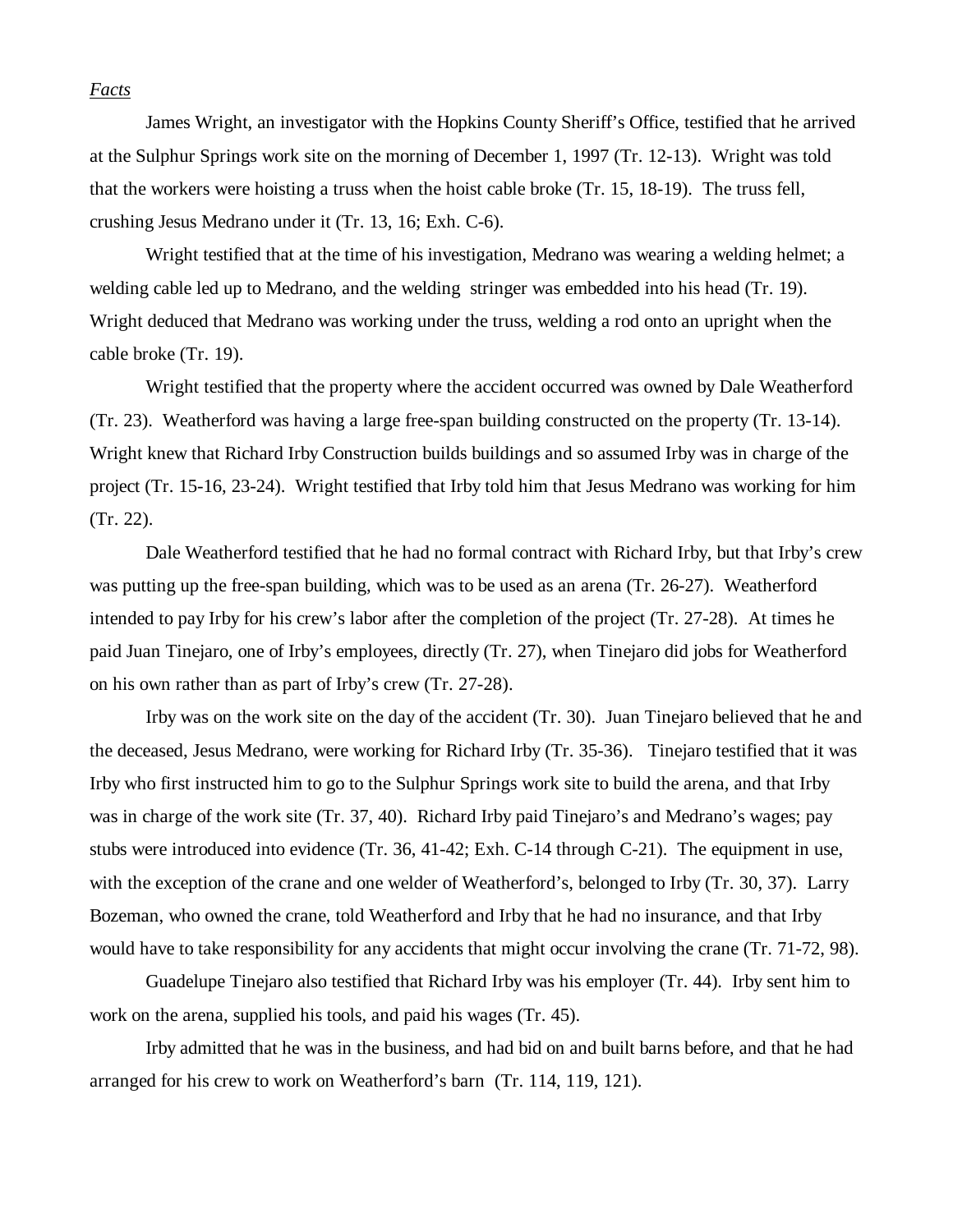*Facts*

James Wright, an investigator with the Hopkins County Sheriff's Office, testified that he arrived at the Sulphur Springs work site on the morning of December 1, 1997 (Tr. 12-13). Wright was told that the workers were hoisting a truss when the hoist cable broke (Tr. 15, 18-19). The truss fell, crushing Jesus Medrano under it (Tr. 13, 16; Exh. C-6).

Wright testified that at the time of his investigation, Medrano was wearing a welding helmet; a welding cable led up to Medrano, and the welding stringer was embedded into his head (Tr. 19). Wright deduced that Medrano was working under the truss, welding a rod onto an upright when the cable broke (Tr. 19).

Wright testified that the property where the accident occurred was owned by Dale Weatherford (Tr. 23). Weatherford was having a large free-span building constructed on the property (Tr. 13-14). Wright knew that Richard Irby Construction builds buildings and so assumed Irby was in charge of the project (Tr. 15-16, 23-24). Wright testified that Irby told him that Jesus Medrano was working for him (Tr. 22).

Dale Weatherford testified that he had no formal contract with Richard Irby, but that Irby's crew was putting up the free-span building, which was to be used as an arena (Tr. 26-27). Weatherford intended to pay Irby for his crew's labor after the completion of the project (Tr. 27-28). At times he paid Juan Tinejaro, one of Irby's employees, directly (Tr. 27), when Tinejaro did jobs for Weatherford on his own rather than as part of Irby's crew (Tr. 27-28).

Irby was on the work site on the day of the accident (Tr. 30). Juan Tinejaro believed that he and the deceased, Jesus Medrano, were working for Richard Irby (Tr. 35-36). Tinejaro testified that it was Irby who first instructed him to go to the Sulphur Springs work site to build the arena, and that Irby was in charge of the work site (Tr. 37, 40). Richard Irby paid Tinejaro's and Medrano's wages; pay stubs were introduced into evidence (Tr. 36, 41-42; Exh. C-14 through C-21). The equipment in use, with the exception of the crane and one welder of Weatherford's, belonged to Irby (Tr. 30, 37). Larry Bozeman, who owned the crane, told Weatherford and Irby that he had no insurance, and that Irby would have to take responsibility for any accidents that might occur involving the crane (Tr. 71-72, 98).

Guadelupe Tinejaro also testified that Richard Irby was his employer (Tr. 44). Irby sent him to work on the arena, supplied his tools, and paid his wages (Tr. 45).

Irby admitted that he was in the business, and had bid on and built barns before, and that he had arranged for his crew to work on Weatherford's barn (Tr. 114, 119, 121).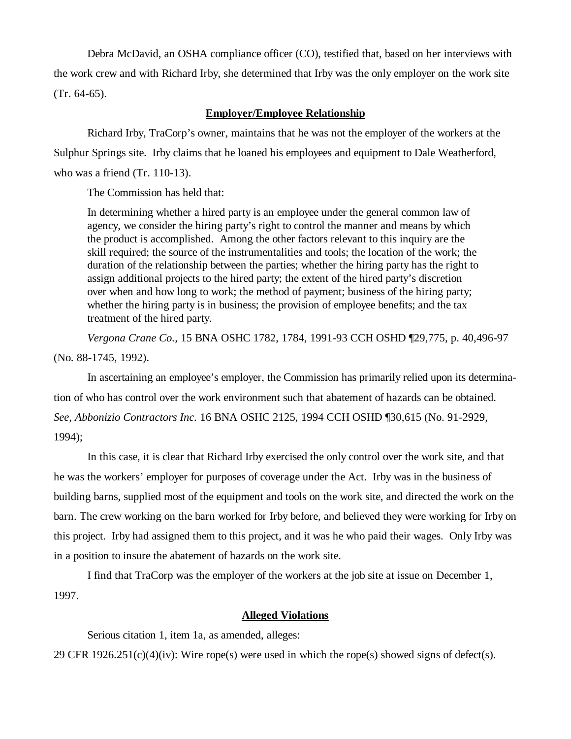Debra McDavid, an OSHA compliance officer (CO), testified that, based on her interviews with the work crew and with Richard Irby, she determined that Irby was the only employer on the work site (Tr. 64-65).

## Employer/Employee Relationship

Richard Irby, TraCorp's owner, maintains that he was not the employer of the workers at the Sulphur Springs site. Irby claims that he loaned his employees and equipment to Dale Weatherford, who was a friend (Tr. 110-13).

The Commission has held that:

> In determining whether a hired party is an employee under the general common law of agency, we consider the hiring party's right to control the manner and means by which the product is accomplished. Among the other factors relevant to this inquiry are the skill required; the source of the instrumentalities and tools; the location of the work; the duration of the relationship between the parties; whether the hiring party has the right to assign additional projects to the hired party; the extent of the hired party's discretion over when and how long to work; the method of payment; business of the hiring party; whether the hiring party is in business; the provision of employee benefits; and the tax treatment of the hired party.

*Vergona Crane Co.*, 15 BNA OSHC 1782, 1784, 1991-93 CCH OSHD ¶29,775, p. 40,496-97 (No. 88-1745, 1992).

In ascertaining an employee's employer, the Commission has primarily relied upon its determination of who has control over the work environment such that abatement of hazards can be obtained. *See*, *Abbonizio Contractors Inc.* 16 BNA OSHC 2125, 1994 CCH OSHD ¶30,615 (No. 91-2929, 1994);

In this case, it is clear that Richard Irby exercised the only control over the work site, and that he was the workers' employer for purposes of coverage under the Act. Irby was in the business of building barns, supplied most of the equipment and tools on the work site, and directed the work on the barn. The crew working on the barn worked for Irby before, and believed they were working for Irby on this project. Irby had assigned them to this project, and it was he who paid their wages. Only Irby was in a position to insure the abatement of hazards on the work site.

I find that TraCorp was the employer of the workers at the job site at issue on December 1, 1997.

## Alleged Violations

Serious citation 1, item 1a, as amended, alleges:

29 CFR 1926.251(c)(4)(iv): Wire rope(s) were used in which the rope(s) showed signs of defect(s).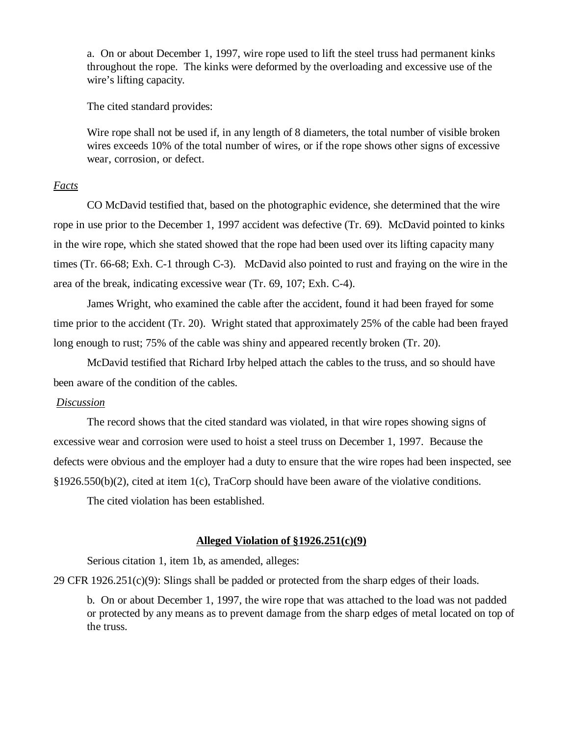a. On or about December 1, 1997, wire rope used to lift the steel truss had permanent kinks throughout the rope. The kinks were deformed by the overloading and excessive use of the wire's lifting capacity.

The cited standard provides:

Wire rope shall not be used if, in any length of 8 diameters, the total number of visible broken wires exceeds 10% of the total number of wires, or if the rope shows other signs of excessive wear, corrosion, or defect.

*Facts*

CO McDavid testified that, based on the photographic evidence, she determined that the wire rope in use prior to the December 1, 1997 accident was defective (Tr. 69). McDavid pointed to kinks in the wire rope, which she stated showed that the rope had been used over its lifting capacity many times (Tr. 66-68; Exh. C-1 through C-3). McDavid also pointed to rust and fraying on the wire in the area of the break, indicating excessive wear (Tr. 69, 107; Exh. C-4).

James Wright, who examined the cable after the accident, found it had been frayed for some time prior to the accident (Tr. 20). Wright stated that approximately 25% of the cable had been frayed long enough to rust; 75% of the cable was shiny and appeared recently broken (Tr. 20).

McDavid testified that Richard Irby helped attach the cables to the truss, and so should have been aware of the condition of the cables.

*Discussion*

The record shows that the cited standard was violated, in that wire ropes showing signs of excessive wear and corrosion were used to hoist a steel truss on December 1, 1997. Because the defects were obvious and the employer had a duty to ensure that the wire ropes had been inspected, see §1926.550(b)(2), cited at item 1(c), TraCorp should have been aware of the violative conditions.

The cited violation has been established.

**Alleged Violation of §1926.251(c)(9)**

Serious citation 1, item 1b, as amended, alleges:

29 CFR 1926.251(c)(9): Slings shall be padded or protected from the sharp edges of their loads.

b. On or about December 1, 1997, the wire rope that was attached to the load was not padded or protected by any means as to prevent damage from the sharp edges of metal located on top of the truss.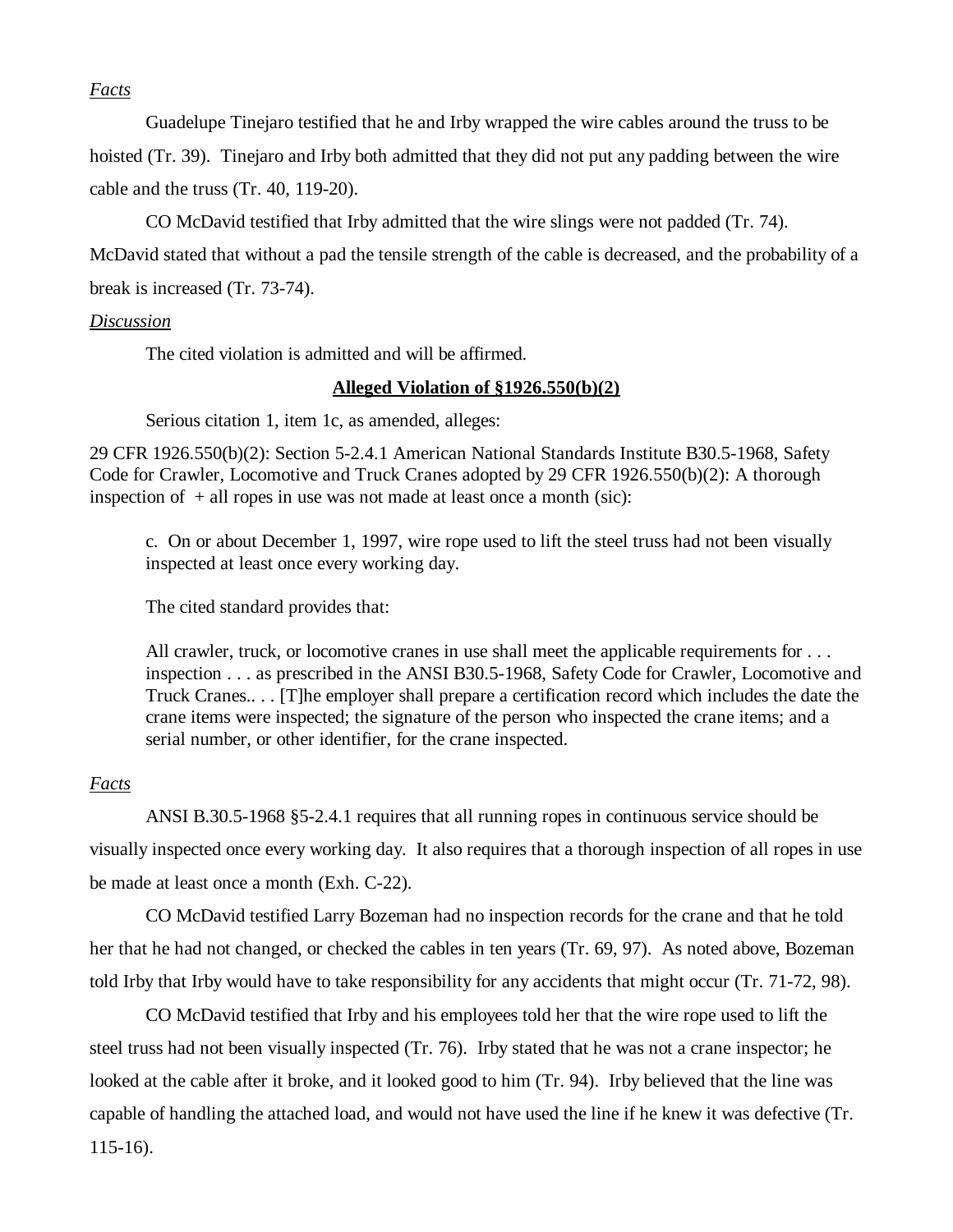*Facts*

Guadelupe Tinejaro testified that he and Irby wrapped the wire cables around the truss to be hoisted (Tr. 39). Tinejaro and Irby both admitted that they did not put any padding between the wire cable and the truss (Tr. 40, 119-20).

CO McDavid testified that Irby admitted that the wire slings were not padded (Tr. 74). McDavid stated that without a pad the tensile strength of the cable is decreased, and the probability of a break is increased (Tr. 73-74).

*Discussion*

The cited violation is admitted and will be affirmed.

**Alleged Violation of §1926.550(b)(2)**

Serious citation 1, item 1c, as amended, alleges:

29 CFR 1926.550(b)(2): Section 5-2.4.1 American National Standards Institute B30.5-1968, Safety Code for Crawler, Locomotive and Truck Cranes adopted by 29 CFR 1926.550(b)(2): A thorough inspection of + all ropes in use was not made at least once a month (sic):

> c. On or about December 1, 1997, wire rope used to lift the steel truss had not been visually inspected at least once every working day.

The cited standard provides that:

> All crawler, truck, or locomotive cranes in use shall meet the applicable requirements for . . . inspection . . . as prescribed in the ANSI B30.5-1968, Safety Code for Crawler, Locomotive and Truck Cranes.. . . [T]he employer shall prepare a certification record which includes the date the crane items were inspected; the signature of the person who inspected the crane items; and a serial number, or other identifier, for the crane inspected.

*Facts*

ANSI B.30.5-1968 §5-2.4.1 requires that all running ropes in continuous service should be visually inspected once every working day. It also requires that a thorough inspection of all ropes in use be made at least once a month (Exh. C-22).

CO McDavid testified Larry Bozeman had no inspection records for the crane and that he told her that he had not changed, or checked the cables in ten years (Tr. 69, 97). As noted above, Bozeman told Irby that Irby would have to take responsibility for any accidents that might occur (Tr. 71-72, 98).

CO McDavid testified that Irby and his employees told her that the wire rope used to lift the steel truss had not been visually inspected (Tr. 76). Irby stated that he was not a crane inspector; he looked at the cable after it broke, and it looked good to him (Tr. 94). Irby believed that the line was capable of handling the attached load, and would not have used the line if he knew it was defective (Tr. 115-16).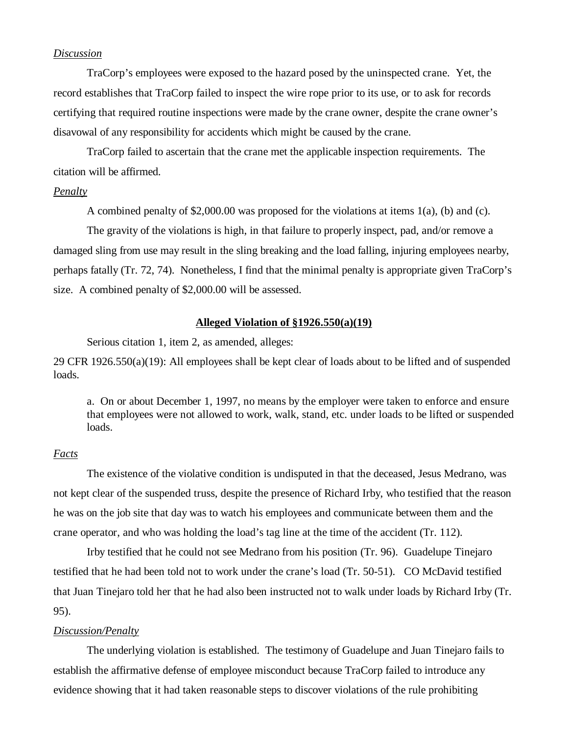*Discussion*

TraCorp's employees were exposed to the hazard posed by the uninspected crane. Yet, the record establishes that TraCorp failed to inspect the wire rope prior to its use, or to ask for records certifying that required routine inspections were made by the crane owner, despite the crane owner's disavowal of any responsibility for accidents which might be caused by the crane.

TraCorp failed to ascertain that the crane met the applicable inspection requirements. The citation will be affirmed.

*Penalty*

A combined penalty of $2,000.00 was proposed for the violations at items 1(a), (b) and (c).

The gravity of the violations is high, in that failure to properly inspect, pad, and/or remove a damaged sling from use may result in the sling breaking and the load falling, injuring employees nearby, perhaps fatally (Tr. 72, 74). Nonetheless, I find that the minimal penalty is appropriate given TraCorp's size. A combined penalty of $2,000.00 will be assessed.

## Alleged Violation of §1926.550(a)(19)

Serious citation 1, item 2, as amended, alleges:

29 CFR 1926.550(a)(19): All employees shall be kept clear of loads about to be lifted and of suspended loads.

> a. On or about December 1, 1997, no means by the employer were taken to enforce and ensure that employees were not allowed to work, walk, stand, etc. under loads to be lifted or suspended loads.

*Facts*

The existence of the violative condition is undisputed in that the deceased, Jesus Medrano, was not kept clear of the suspended truss, despite the presence of Richard Irby, who testified that the reason he was on the job site that day was to watch his employees and communicate between them and the crane operator, and who was holding the load's tag line at the time of the accident (Tr. 112).

Irby testified that he could not see Medrano from his position (Tr. 96). Guadelupe Tinejaro testified that he had been told not to work under the crane's load (Tr. 50-51). CO McDavid testified that Juan Tinejaro told her that he had also been instructed not to walk under loads by Richard Irby (Tr. 95).

*Discussion/Penalty*

The underlying violation is established. The testimony of Guadelupe and Juan Tinejaro fails to establish the affirmative defense of employee misconduct because TraCorp failed to introduce any evidence showing that it had taken reasonable steps to discover violations of the rule prohibiting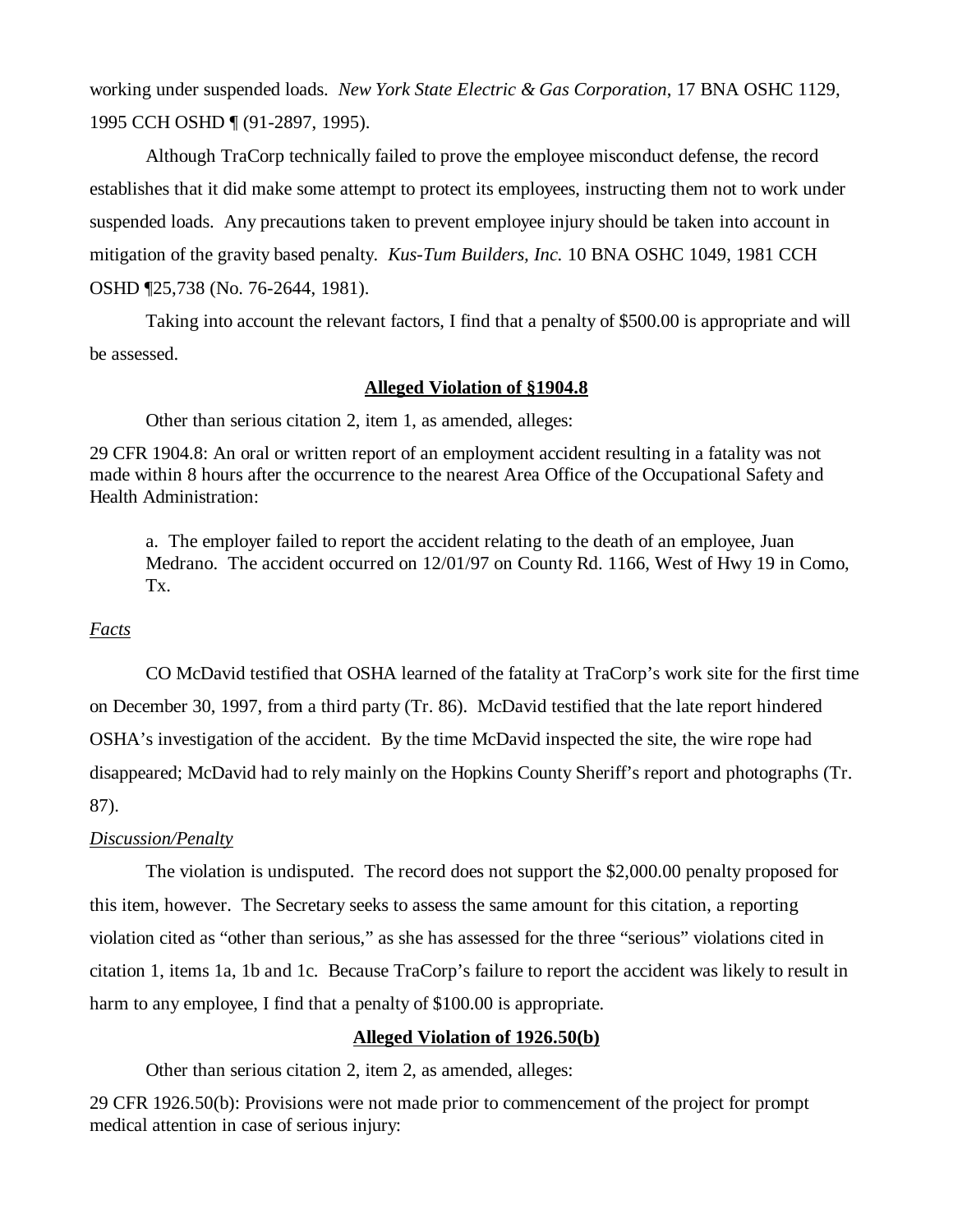working under suspended loads. *New York State Electric & Gas Corporation*, 17 BNA OSHC 1129, 1995 CCH OSHD ¶ (91-2897, 1995).

Although TraCorp technically failed to prove the employee misconduct defense, the record establishes that it did make some attempt to protect its employees, instructing them not to work under suspended loads. Any precautions taken to prevent employee injury should be taken into account in mitigation of the gravity based penalty. *Kus-Tum Builders, Inc.* 10 BNA OSHC 1049, 1981 CCH OSHD ¶25,738 (No. 76-2644, 1981).

Taking into account the relevant factors, I find that a penalty of $500.00 is appropriate and will be assessed.

**Alleged Violation of §1904.8**

Other than serious citation 2, item 1, as amended, alleges:

29 CFR 1904.8: An oral or written report of an employment accident resulting in a fatality was not made within 8 hours after the occurrence to the nearest Area Office of the Occupational Safety and Health Administration:

> a. The employer failed to report the accident relating to the death of an employee, Juan Medrano. The accident occurred on 12/01/97 on County Rd. 1166, West of Hwy 19 in Como, Tx.

*Facts*

CO McDavid testified that OSHA learned of the fatality at TraCorp's work site for the first time on December 30, 1997, from a third party (Tr. 86). McDavid testified that the late report hindered OSHA's investigation of the accident. By the time McDavid inspected the site, the wire rope had disappeared; McDavid had to rely mainly on the Hopkins County Sheriff's report and photographs (Tr. 87).

*Discussion/Penalty*

The violation is undisputed. The record does not support the $2,000.00 penalty proposed for this item, however. The Secretary seeks to assess the same amount for this citation, a reporting violation cited as "other than serious," as she has assessed for the three "serious" violations cited in citation 1, items 1a, 1b and 1c. Because TraCorp's failure to report the accident was likely to result in harm to any employee, I find that a penalty of $100.00 is appropriate.

**Alleged Violation of 1926.50(b)**

Other than serious citation 2, item 2, as amended, alleges:

29 CFR 1926.50(b): Provisions were not made prior to commencement of the project for prompt medical attention in case of serious injury: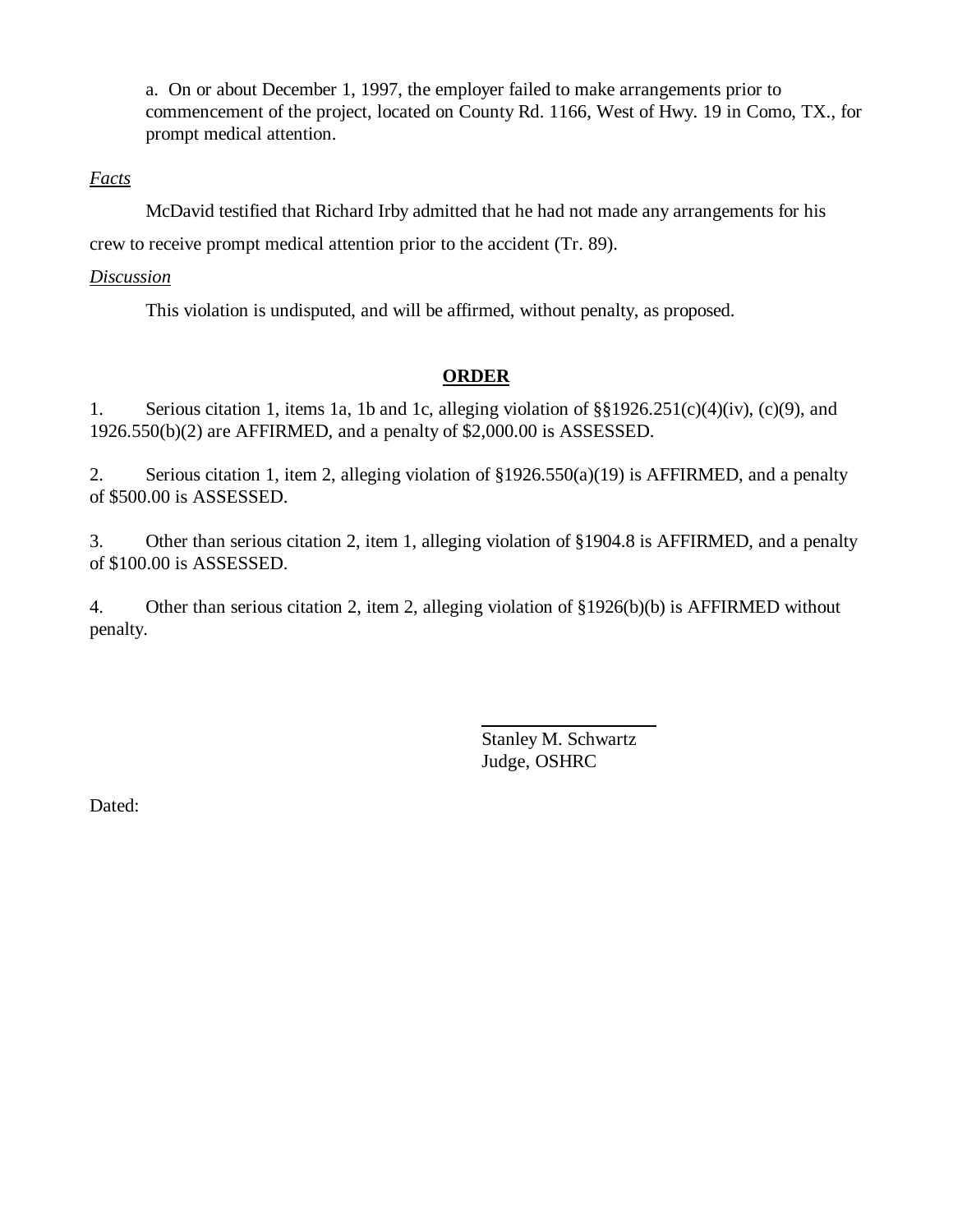a. On or about December 1, 1997, the employer failed to make arrangements prior to commencement of the project, located on County Rd. 1166, West of Hwy. 19 in Como, TX., for prompt medical attention.

*Facts*

McDavid testified that Richard Irby admitted that he had not made any arrangements for his crew to receive prompt medical attention prior to the accident (Tr. 89).

*Discussion*

This violation is undisputed, and will be affirmed, without penalty, as proposed.

## **ORDER**

1. Serious citation 1, items 1a, 1b and 1c, alleging violation of §§1926.251(c)(4)(iv), (c)(9), and 1926.550(b)(2) are AFFIRMED, and a penalty of $2,000.00 is ASSESSED.

2. Serious citation 1, item 2, alleging violation of §1926.550(a)(19) is AFFIRMED, and a penalty of $500.00 is ASSESSED.

3. Other than serious citation 2, item 1, alleging violation of §1904.8 is AFFIRMED, and a penalty of $100.00 is ASSESSED.

4. Other than serious citation 2, item 2, alleging violation of §1926(b)(b) is AFFIRMED without penalty.

Stanley M. Schwartz
Judge, OSHRC

Dated: